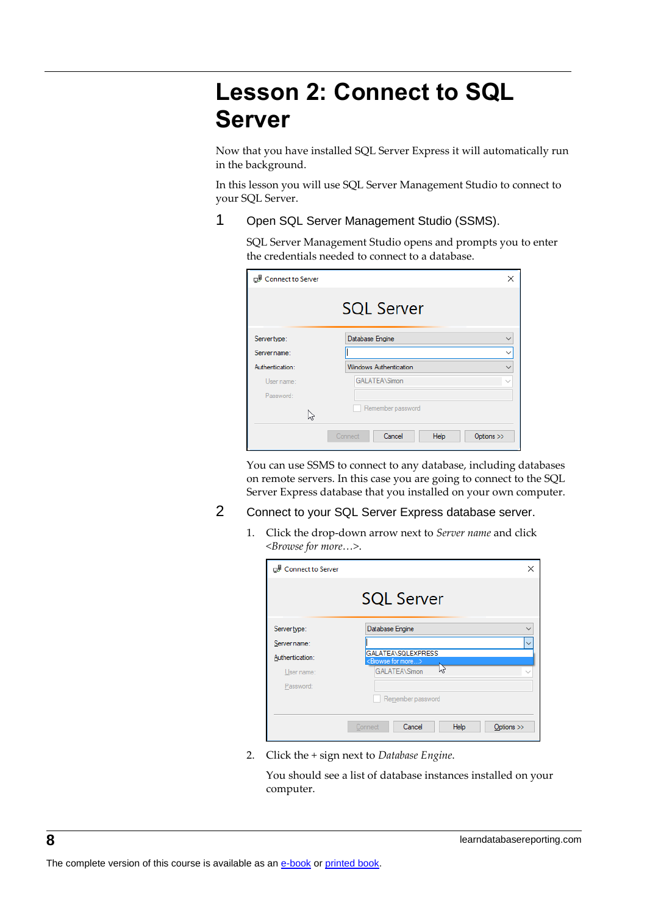# Lesson 2: Connect to SQL Server

Now that you have installed SQL Server Express it will automatically run in the background.

In this lesson you will use SQL Server Management Studio to connect to your SQL Server.

1. Open SQL Server Management Studio (SSMS).

   SQL Server Management Studio opens and prompts you to enter the credentials needed to connect to a database.

   You can use SSMS to connect to any database, including databases on remote servers. In this case you are going to connect to the SQL Server Express database that you installed on your own computer.

2. Connect to your SQL Server Express database server.

   1. Click the drop-down arrow next to *Server name* and click *<Browse for more…>*.
   2. Click the + sign next to *Database Engine*.

      You should see a list of database instances installed on your computer.

The complete version of this course is available as an e-book or printed book.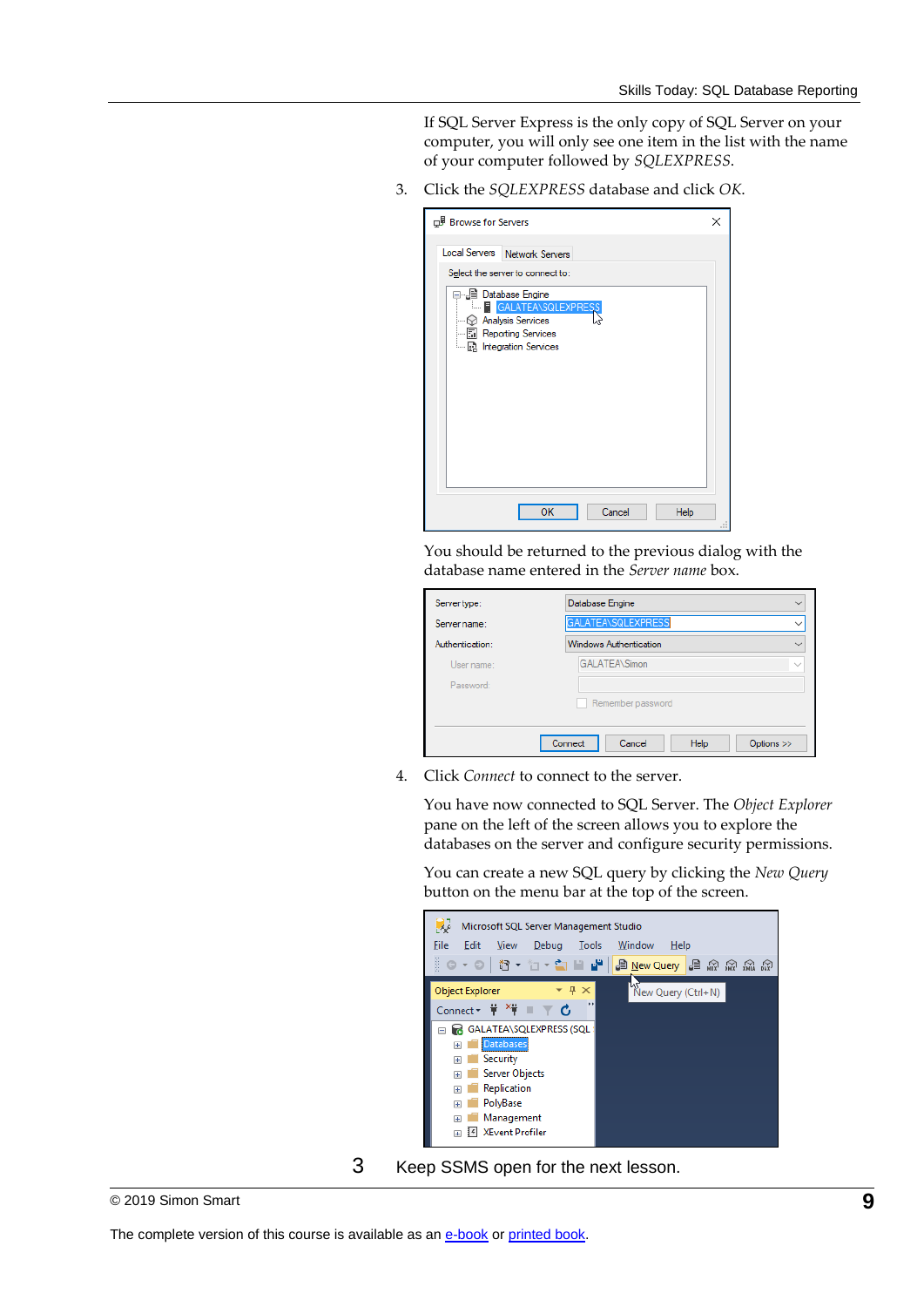If SQL Server Express is the only copy of SQL Server on your computer, you will only see one item in the list with the name of your computer followed by *SQLEXPRESS*.

3. Click the *SQLEXPRESS* database and click *OK*.

You should be returned to the previous dialog with the database name entered in the *Server name* box.

4. Click *Connect* to connect to the server.

You have now connected to SQL Server. The *Object Explorer* pane on the left of the screen allows you to explore the databases on the server and configure security permissions.

You can create a new SQL query by clicking the *New Query* button on the menu bar at the top of the screen.

3 Keep SSMS open for the next lesson.

© 2019 Simon Smart

The complete version of this course is available as an e-book or printed book.